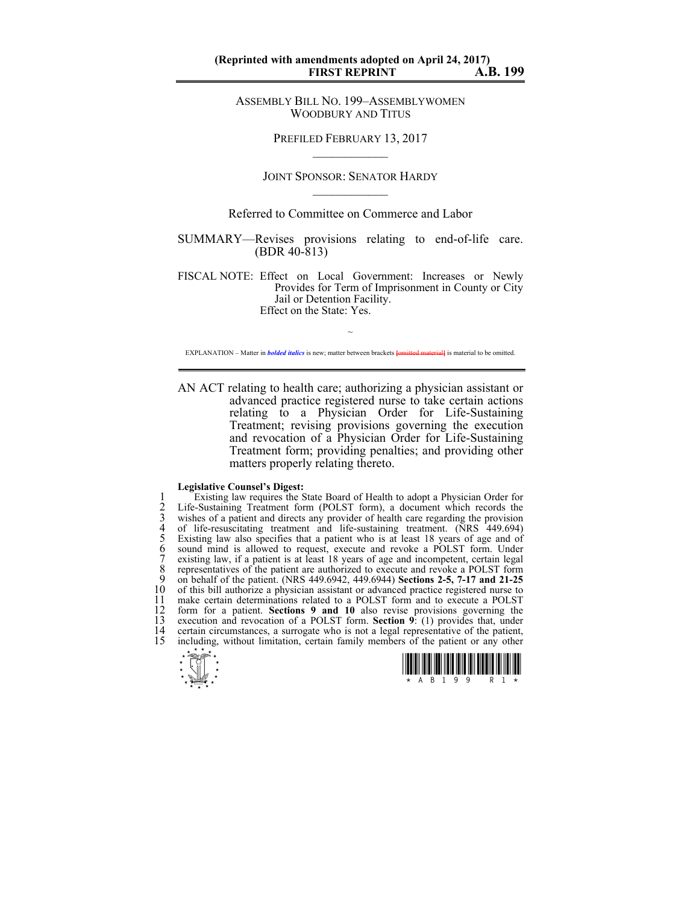(Reprinted with amendments adopted on April 24, 2017)
**FIRST REPRINT** **A.B. 199**

ASSEMBLY BILL NO. 199–ASSEMBLYWOMEN WOODBURY AND TITUS

PREFILED FEBRUARY 13, 2017

JOINT SPONSOR: SENATOR HARDY

Referred to Committee on Commerce and Labor

SUMMARY—Revises provisions relating to end-of-life care. (BDR 40-813)

FISCAL NOTE: Effect on Local Government: Increases or Newly Provides for Term of Imprisonment in County or City Jail or Detention Facility.
Effect on the State: Yes.

~

EXPLANATION – Matter in ***bolded italics*** is new; matter between brackets [omitted material] is material to be omitted.

AN ACT relating to health care; authorizing a physician assistant or advanced practice registered nurse to take certain actions relating to a Physician Order for Life-Sustaining Treatment; revising provisions governing the execution and revocation of a Physician Order for Life-Sustaining Treatment form; providing penalties; and providing other matters properly relating thereto.

**Legislative Counsel's Digest:**

Existing law requires the State Board of Health to adopt a Physician Order for Life-Sustaining Treatment form (POLST form), a document which records the wishes of a patient and directs any provider of health care regarding the provision of life-resuscitating treatment and life-sustaining treatment. (NRS 449.694) Existing law also specifies that a patient who is at least 18 years of age and of sound mind is allowed to request, execute and revoke a POLST form. Under existing law, if a patient is at least 18 years of age and incompetent, certain legal representatives of the patient are authorized to execute and revoke a POLST form on behalf of the patient. (NRS 449.6942, 449.6944) **Sections 2-5, 7-17 and 21-25** of this bill authorize a physician assistant or advanced practice registered nurse to make certain determinations related to a POLST form and to execute a POLST form for a patient. **Sections 9 and 10** also revise provisions governing the execution and revocation of a POLST form. **Section 9**: (1) provides that, under certain circumstances, a surrogate who is not a legal representative of the patient, including, without limitation, certain family members of the patient or any other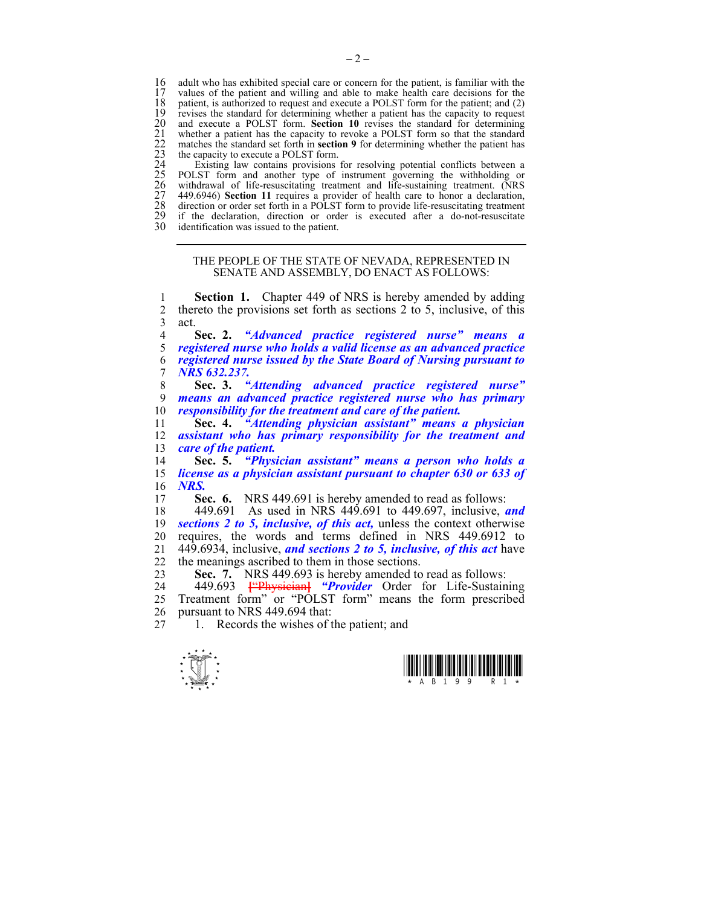adult who has exhibited special care or concern for the patient, is familiar with the values of the patient and willing and able to make health care decisions for the patient, is authorized to request and execute a POLST form for the patient; and (2) revises the standard for determining whether a patient has the capacity to request and execute a POLST form. **Section 10** revises the standard for determining whether a patient has the capacity to revoke a POLST form so that the standard matches the standard set forth in **section 9** for determining whether the patient has the capacity to execute a POLST form.

Existing law contains provisions for resolving potential conflicts between a POLST form and another type of instrument governing the withholding or withdrawal of life-resuscitating treatment and life-sustaining treatment. (NRS 449.6946) **Section 11** requires a provider of health care to honor a declaration, direction or order set forth in a POLST form to provide life-resuscitating treatment if the declaration, direction or order is executed after a do-not-resuscitate identification was issued to the patient.

---

THE PEOPLE OF THE STATE OF NEVADA, REPRESENTED IN SENATE AND ASSEMBLY, DO ENACT AS FOLLOWS:

**Section 1.** Chapter 449 of NRS is hereby amended by adding thereto the provisions set forth as sections 2 to 5, inclusive, of this act.

**Sec. 2.** ***"Advanced practice registered nurse" means a registered nurse who holds a valid license as an advanced practice registered nurse issued by the State Board of Nursing pursuant to NRS 632.237.***

**Sec. 3.** ***"Attending advanced practice registered nurse" means an advanced practice registered nurse who has primary responsibility for the treatment and care of the patient.***

**Sec. 4.** ***"Attending physician assistant" means a physician assistant who has primary responsibility for the treatment and care of the patient.***

**Sec. 5.** ***"Physician assistant" means a person who holds a license as a physician assistant pursuant to chapter 630 or 633 of NRS.***

**Sec. 6.** NRS 449.691 is hereby amended to read as follows:

449.691 As used in NRS 449.691 to 449.697, inclusive, ***and sections 2 to 5, inclusive, of this act,*** unless the context otherwise requires, the words and terms defined in NRS 449.6912 to 449.6934, inclusive, ***and sections 2 to 5, inclusive, of this act*** have the meanings ascribed to them in those sections.

**Sec. 7.** NRS 449.693 is hereby amended to read as follows:

449.693 ~~["Physician]~~ ***"Provider*** Order for Life-Sustaining Treatment form" or "POLST form" means the form prescribed pursuant to NRS 449.694 that:

1. Records the wishes of the patient; and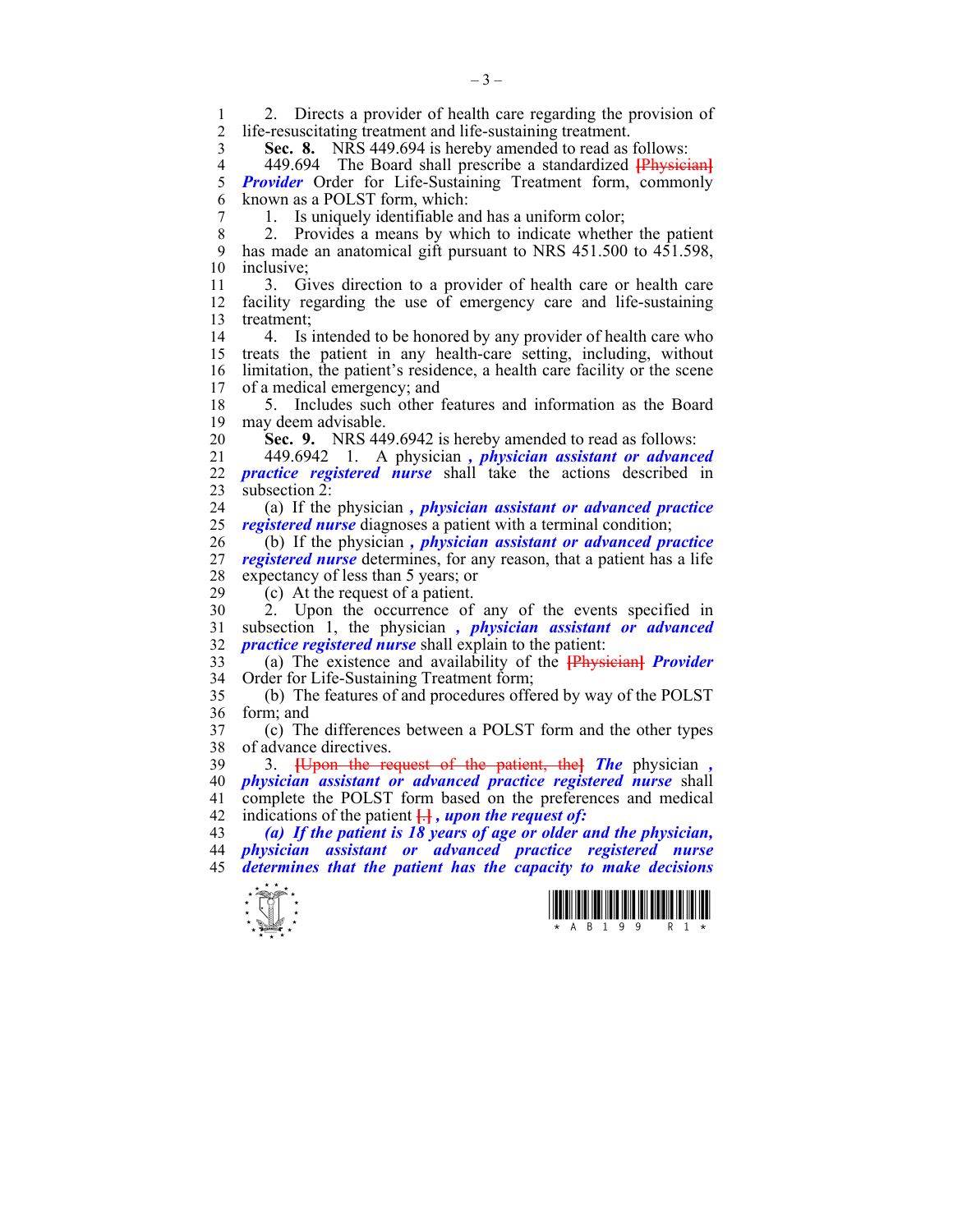2. Directs a provider of health care regarding the provision of life-resuscitating treatment and life-sustaining treatment.

**Sec. 8.** NRS 449.694 is hereby amended to read as follows:

449.694 The Board shall prescribe a standardized [Physician] ***Provider*** Order for Life-Sustaining Treatment form, commonly known as a POLST form, which:

1. Is uniquely identifiable and has a uniform color;

2. Provides a means by which to indicate whether the patient has made an anatomical gift pursuant to NRS 451.500 to 451.598, inclusive;

3. Gives direction to a provider of health care or health care facility regarding the use of emergency care and life-sustaining treatment;

4. Is intended to be honored by any provider of health care who treats the patient in any health-care setting, including, without limitation, the patient's residence, a health care facility or the scene of a medical emergency; and

5. Includes such other features and information as the Board may deem advisable.

**Sec. 9.** NRS 449.6942 is hereby amended to read as follows:

449.6942 1. A physician ***, physician assistant or advanced practice registered nurse*** shall take the actions described in subsection 2:

(a) If the physician ***, physician assistant or advanced practice registered nurse*** diagnoses a patient with a terminal condition;

(b) If the physician ***, physician assistant or advanced practice registered nurse*** determines, for any reason, that a patient has a life expectancy of less than 5 years; or

(c) At the request of a patient.

2. Upon the occurrence of any of the events specified in subsection 1, the physician ***, physician assistant or advanced practice registered nurse*** shall explain to the patient:

(a) The existence and availability of the [Physician] ***Provider*** Order for Life-Sustaining Treatment form;

(b) The features of and procedures offered by way of the POLST form; and

(c) The differences between a POLST form and the other types of advance directives.

3. [Upon the request of the patient, the] ***The*** physician ***, physician assistant or advanced practice registered nurse*** shall complete the POLST form based on the preferences and medical indications of the patient [.] ***, upon the request of:***

***(a) If the patient is 18 years of age or older and the physician, physician assistant or advanced practice registered nurse determines that the patient has the capacity to make decisions***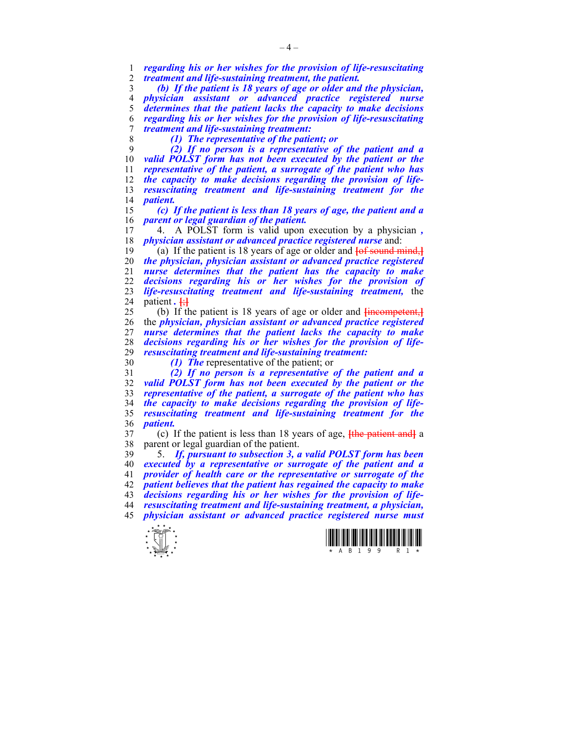*regarding his or her wishes for the provision of life-resuscitating treatment and life-sustaining treatment, the patient.*

*(b) If the patient is 18 years of age or older and the physician, physician assistant or advanced practice registered nurse determines that the patient lacks the capacity to make decisions regarding his or her wishes for the provision of life-resuscitating treatment and life-sustaining treatment:*

*(1) The representative of the patient; or*

*(2) If no person is a representative of the patient and a valid POLST form has not been executed by the patient or the representative of the patient, a surrogate of the patient who has the capacity to make decisions regarding the provision of life-resuscitating treatment and life-sustaining treatment for the patient.*

*(c) If the patient is less than 18 years of age, the patient and a parent or legal guardian of the patient.*

4. A POLST form is valid upon execution by a physician *, physician assistant or advanced practice registered nurse* and:

(a) If the patient is 18 years of age or older and [of sound mind,] *the physician, physician assistant or advanced practice registered nurse determines that the patient has the capacity to make decisions regarding his or her wishes for the provision of life-resuscitating treatment and life-sustaining treatment,* the patient *.* [;]

(b) If the patient is 18 years of age or older and [incompetent,] the *physician, physician assistant or advanced practice registered nurse determines that the patient lacks the capacity to make decisions regarding his or her wishes for the provision of life-resuscitating treatment and life-sustaining treatment:*

*(1) The* representative of the patient; or

*(2) If no person is a representative of the patient and a valid POLST form has not been executed by the patient or the representative of the patient, a surrogate of the patient who has the capacity to make decisions regarding the provision of life-resuscitating treatment and life-sustaining treatment for the patient.*

(c) If the patient is less than 18 years of age, [the patient and] a parent or legal guardian of the patient.

5. *If, pursuant to subsection 3, a valid POLST form has been executed by a representative or surrogate of the patient and a provider of health care or the representative or surrogate of the patient believes that the patient has regained the capacity to make decisions regarding his or her wishes for the provision of life-resuscitating treatment and life-sustaining treatment, a physician, physician assistant or advanced practice registered nurse must*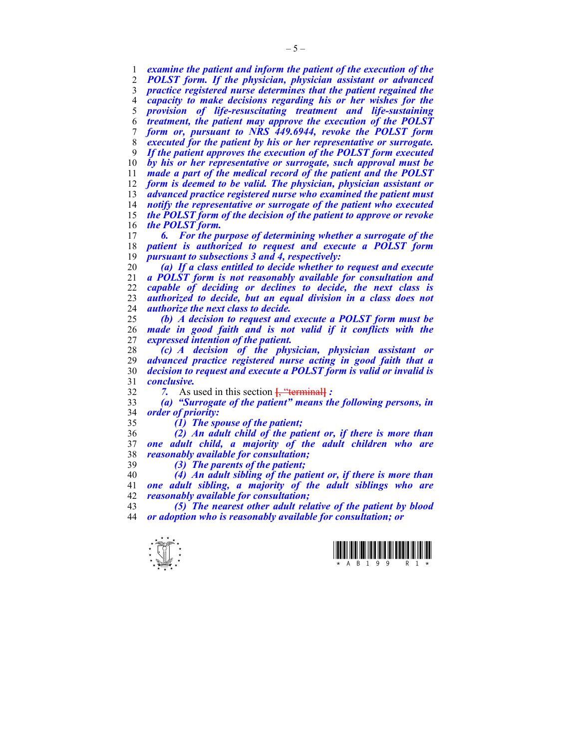*examine the patient and inform the patient of the execution of the POLST form. If the physician, physician assistant or advanced practice registered nurse determines that the patient regained the capacity to make decisions regarding his or her wishes for the provision of life-resuscitating treatment and life-sustaining treatment, the patient may approve the execution of the POLST form or, pursuant to NRS 449.6944, revoke the POLST form executed for the patient by his or her representative or surrogate. If the patient approves the execution of the POLST form executed by his or her representative or surrogate, such approval must be made a part of the medical record of the patient and the POLST form is deemed to be valid. The physician, physician assistant or advanced practice registered nurse who examined the patient must notify the representative or surrogate of the patient who executed the POLST form of the decision of the patient to approve or revoke the POLST form.*

*6. For the purpose of determining whether a surrogate of the patient is authorized to request and execute a POLST form pursuant to subsections 3 and 4, respectively:*

*(a) If a class entitled to decide whether to request and execute a POLST form is not reasonably available for consultation and capable of deciding or declines to decide, the next class is authorized to decide, but an equal division in a class does not authorize the next class to decide.*

*(b) A decision to request and execute a POLST form must be made in good faith and is not valid if it conflicts with the expressed intention of the patient.*

*(c) A decision of the physician, physician assistant or advanced practice registered nurse acting in good faith that a decision to request and execute a POLST form is valid or invalid is conclusive.*

*7.* As used in this section ~~[, "terminal]~~ *:*

*(a) "Surrogate of the patient" means the following persons, in order of priority:*

*(1) The spouse of the patient;*

*(2) An adult child of the patient or, if there is more than one adult child, a majority of the adult children who are reasonably available for consultation;*

*(3) The parents of the patient;*

*(4) An adult sibling of the patient or, if there is more than one adult sibling, a majority of the adult siblings who are reasonably available for consultation;*

*(5) The nearest other adult relative of the patient by blood or adoption who is reasonably available for consultation; or*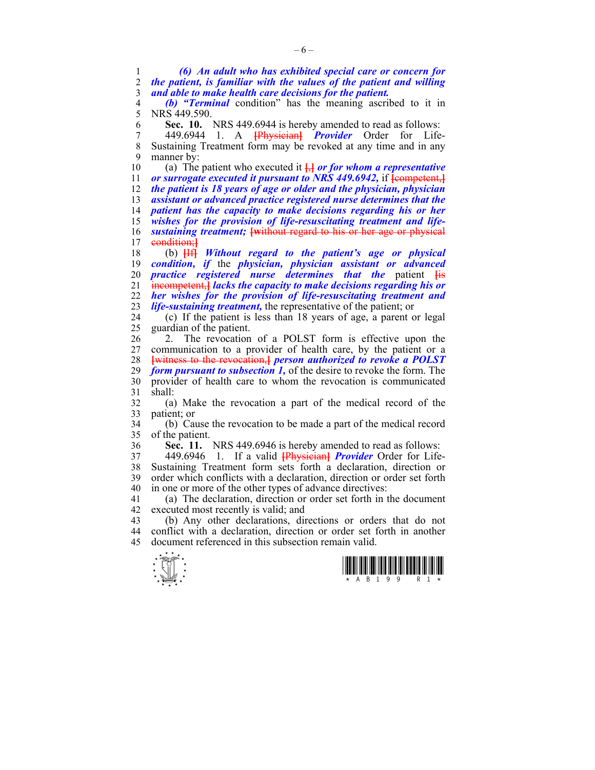***(6) An adult who has exhibited special care or concern for the patient, is familiar with the values of the patient and willing and able to make health care decisions for the patient.***

***(b) "Terminal*** condition" has the meaning ascribed to it in NRS 449.590.

**Sec. 10.** NRS 449.6944 is hereby amended to read as follows:

449.6944 1. A ~~[Physician]~~ ***Provider*** Order for Life-Sustaining Treatment form may be revoked at any time and in any manner by:

(a) The patient who executed it ~~[,]~~ ***or for whom a representative or surrogate executed it pursuant to NRS 449.6942,*** if ~~[competent,]~~ ***the patient is 18 years of age or older and the physician, physician assistant or advanced practice registered nurse determines that the patient has the capacity to make decisions regarding his or her wishes for the provision of life-resuscitating treatment and life-sustaining treatment;*** ~~[without regard to his or her age or physical condition;]~~

(b) ~~[If]~~ ***Without regard to the patient's age or physical condition, if*** the ***physician, physician assistant or advanced practice registered nurse determines that the*** patient ~~[is incompetent,]~~ ***lacks the capacity to make decisions regarding his or her wishes for the provision of life-resuscitating treatment and life-sustaining treatment,*** the representative of the patient; or

(c) If the patient is less than 18 years of age, a parent or legal guardian of the patient.

2. The revocation of a POLST form is effective upon the communication to a provider of health care, by the patient or a ~~[witness to the revocation,]~~ ***person authorized to revoke a POLST form pursuant to subsection 1,*** of the desire to revoke the form. The provider of health care to whom the revocation is communicated shall:

(a) Make the revocation a part of the medical record of the patient; or

(b) Cause the revocation to be made a part of the medical record of the patient.

**Sec. 11.** NRS 449.6946 is hereby amended to read as follows:

449.6946 1. If a valid ~~[Physician]~~ ***Provider*** Order for Life-Sustaining Treatment form sets forth a declaration, direction or order which conflicts with a declaration, direction or order set forth in one or more of the other types of advance directives:

(a) The declaration, direction or order set forth in the document executed most recently is valid; and

(b) Any other declarations, directions or orders that do not conflict with a declaration, direction or order set forth in another document referenced in this subsection remain valid.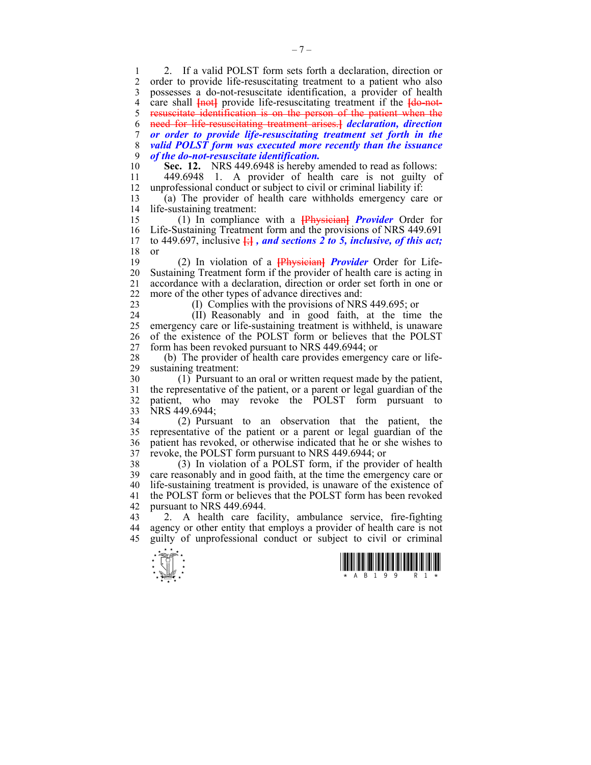2. If a valid POLST form sets forth a declaration, direction or order to provide life-resuscitating treatment to a patient who also possesses a do-not-resuscitate identification, a provider of health care shall ~~[not]~~ provide life-resuscitating treatment if the ~~[do-not-resuscitate identification is on the person of the patient when the need for life-resuscitating treatment arises.]~~ ***declaration, direction or order to provide life-resuscitating treatment set forth in the valid POLST form was executed more recently than the issuance of the do-not-resuscitate identification.***

**Sec. 12.** NRS 449.6948 is hereby amended to read as follows:

449.6948 1. A provider of health care is not guilty of unprofessional conduct or subject to civil or criminal liability if:

(a) The provider of health care withholds emergency care or life-sustaining treatment:

(1) In compliance with a ~~[Physician]~~ ***Provider*** Order for Life-Sustaining Treatment form and the provisions of NRS 449.691 to 449.697, inclusive ~~[;]~~ ***, and sections 2 to 5, inclusive, of this act;*** or

(2) In violation of a ~~[Physician]~~ ***Provider*** Order for Life-Sustaining Treatment form if the provider of health care is acting in accordance with a declaration, direction or order set forth in one or more of the other types of advance directives and:

(I) Complies with the provisions of NRS 449.695; or

(II) Reasonably and in good faith, at the time the emergency care or life-sustaining treatment is withheld, is unaware of the existence of the POLST form or believes that the POLST form has been revoked pursuant to NRS 449.6944; or

(b) The provider of health care provides emergency care or life-sustaining treatment:

(1) Pursuant to an oral or written request made by the patient, the representative of the patient, or a parent or legal guardian of the patient, who may revoke the POLST form pursuant to NRS 449.6944;

(2) Pursuant to an observation that the patient, the representative of the patient or a parent or legal guardian of the patient has revoked, or otherwise indicated that he or she wishes to revoke, the POLST form pursuant to NRS 449.6944; or

(3) In violation of a POLST form, if the provider of health care reasonably and in good faith, at the time the emergency care or life-sustaining treatment is provided, is unaware of the existence of the POLST form or believes that the POLST form has been revoked pursuant to NRS 449.6944.

2. A health care facility, ambulance service, fire-fighting agency or other entity that employs a provider of health care is not guilty of unprofessional conduct or subject to civil or criminal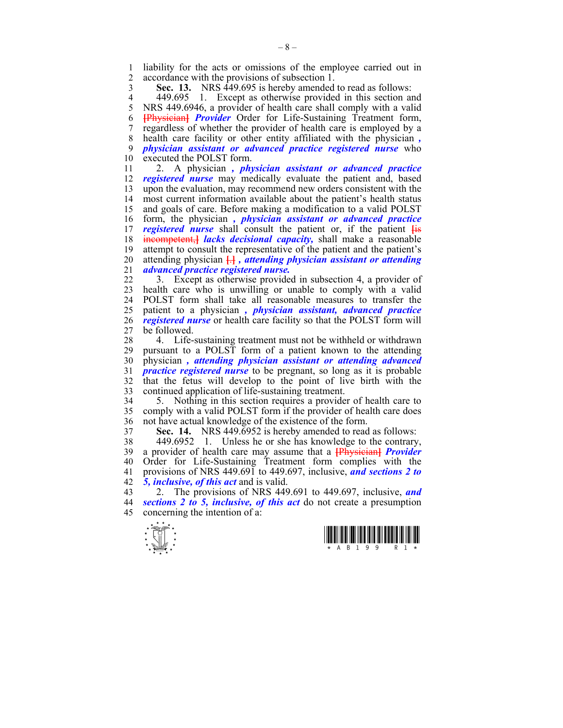liability for the acts or omissions of the employee carried out in accordance with the provisions of subsection 1.

**Sec. 13.** NRS 449.695 is hereby amended to read as follows:

449.695 1. Except as otherwise provided in this section and NRS 449.6946, a provider of health care shall comply with a valid [Physician] ***Provider*** Order for Life-Sustaining Treatment form, regardless of whether the provider of health care is employed by a health care facility or other entity affiliated with the physician ***, physician assistant or advanced practice registered nurse*** who executed the POLST form.

2. A physician ***, physician assistant or advanced practice registered nurse*** may medically evaluate the patient and, based upon the evaluation, may recommend new orders consistent with the most current information available about the patient's health status and goals of care. Before making a modification to a valid POLST form, the physician ***, physician assistant or advanced practice registered nurse*** shall consult the patient or, if the patient [is incompetent,] ***lacks decisional capacity,*** shall make a reasonable attempt to consult the representative of the patient and the patient's attending physician [.] ***, attending physician assistant or attending advanced practice registered nurse.***

3. Except as otherwise provided in subsection 4, a provider of health care who is unwilling or unable to comply with a valid POLST form shall take all reasonable measures to transfer the patient to a physician ***, physician assistant, advanced practice registered nurse*** or health care facility so that the POLST form will be followed.

4. Life-sustaining treatment must not be withheld or withdrawn pursuant to a POLST form of a patient known to the attending physician ***, attending physician assistant or attending advanced practice registered nurse*** to be pregnant, so long as it is probable that the fetus will develop to the point of live birth with the continued application of life-sustaining treatment.

5. Nothing in this section requires a provider of health care to comply with a valid POLST form if the provider of health care does not have actual knowledge of the existence of the form.

**Sec. 14.** NRS 449.6952 is hereby amended to read as follows:

449.6952 1. Unless he or she has knowledge to the contrary, a provider of health care may assume that a [Physician] ***Provider*** Order for Life-Sustaining Treatment form complies with the provisions of NRS 449.691 to 449.697, inclusive, ***and sections 2 to 5, inclusive, of this act*** and is valid.

2. The provisions of NRS 449.691 to 449.697, inclusive, ***and sections 2 to 5, inclusive, of this act*** do not create a presumption concerning the intention of a: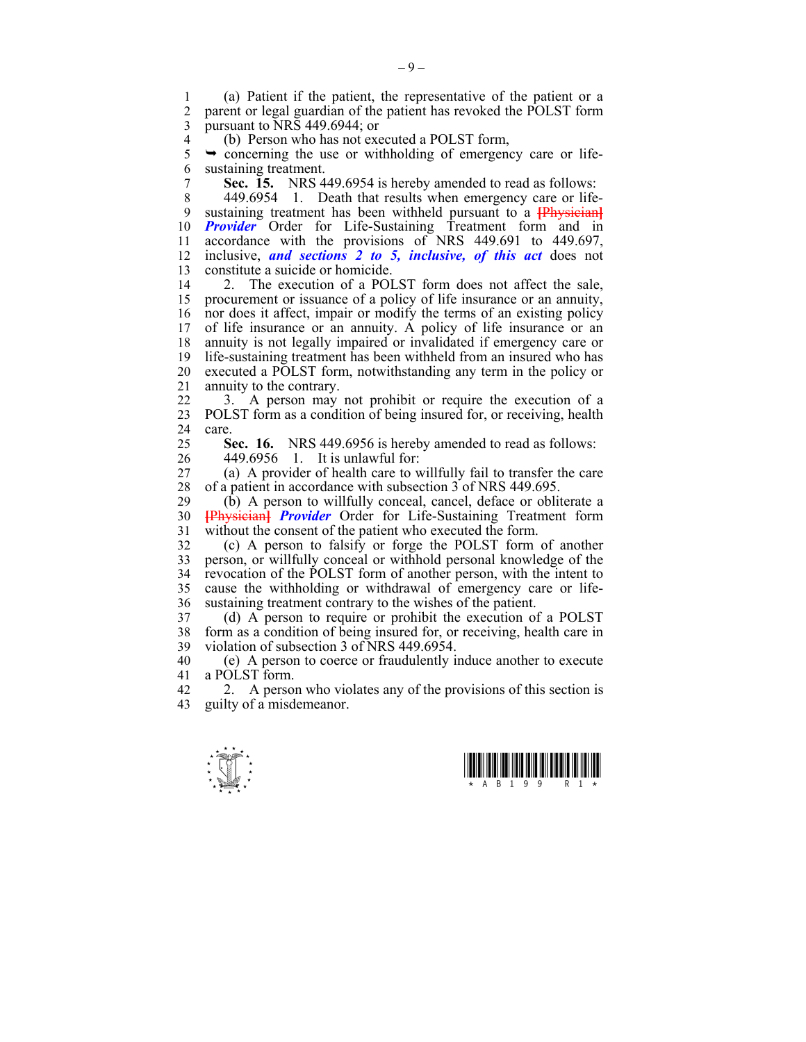(a) Patient if the patient, the representative of the patient or a parent or legal guardian of the patient has revoked the POLST form pursuant to NRS 449.6944; or

(b) Person who has not executed a POLST form,

➥ concerning the use or withholding of emergency care or life-sustaining treatment.

**Sec. 15.** NRS 449.6954 is hereby amended to read as follows:

449.6954 1. Death that results when emergency care or life-sustaining treatment has been withheld pursuant to a [Physician] ***Provider*** Order for Life-Sustaining Treatment form and in accordance with the provisions of NRS 449.691 to 449.697, inclusive, ***and sections 2 to 5, inclusive, of this act*** does not constitute a suicide or homicide.

2. The execution of a POLST form does not affect the sale, procurement or issuance of a policy of life insurance or an annuity, nor does it affect, impair or modify the terms of an existing policy of life insurance or an annuity. A policy of life insurance or an annuity is not legally impaired or invalidated if emergency care or life-sustaining treatment has been withheld from an insured who has executed a POLST form, notwithstanding any term in the policy or annuity to the contrary.

3. A person may not prohibit or require the execution of a POLST form as a condition of being insured for, or receiving, health care.

**Sec. 16.** NRS 449.6956 is hereby amended to read as follows:

449.6956 1. It is unlawful for:

(a) A provider of health care to willfully fail to transfer the care of a patient in accordance with subsection 3 of NRS 449.695.

(b) A person to willfully conceal, cancel, deface or obliterate a [Physician] ***Provider*** Order for Life-Sustaining Treatment form without the consent of the patient who executed the form.

(c) A person to falsify or forge the POLST form of another person, or willfully conceal or withhold personal knowledge of the revocation of the POLST form of another person, with the intent to cause the withholding or withdrawal of emergency care or life-sustaining treatment contrary to the wishes of the patient.

(d) A person to require or prohibit the execution of a POLST form as a condition of being insured for, or receiving, health care in violation of subsection 3 of NRS 449.6954.

(e) A person to coerce or fraudulently induce another to execute a POLST form.

2. A person who violates any of the provisions of this section is guilty of a misdemeanor.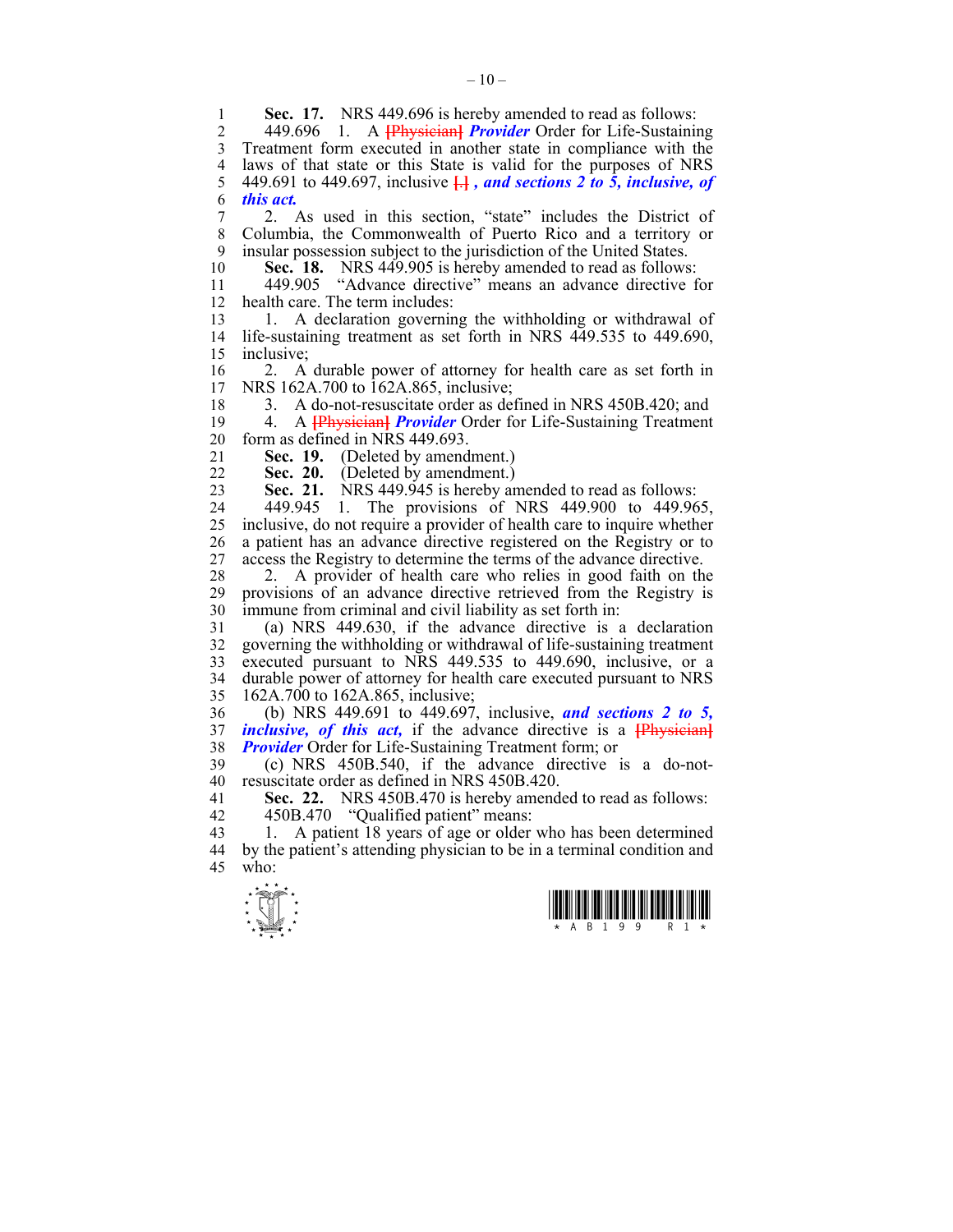**Sec. 17.** NRS 449.696 is hereby amended to read as follows:

449.696 1. A ~~[Physician]~~ ***Provider*** Order for Life-Sustaining Treatment form executed in another state in compliance with the laws of that state or this State is valid for the purposes of NRS 449.691 to 449.697, inclusive ~~[.]~~ ***, and sections 2 to 5, inclusive, of this act.***

2. As used in this section, "state" includes the District of Columbia, the Commonwealth of Puerto Rico and a territory or insular possession subject to the jurisdiction of the United States.

**Sec. 18.** NRS 449.905 is hereby amended to read as follows:

449.905 "Advance directive" means an advance directive for health care. The term includes:

1. A declaration governing the withholding or withdrawal of life-sustaining treatment as set forth in NRS 449.535 to 449.690, inclusive;

2. A durable power of attorney for health care as set forth in NRS 162A.700 to 162A.865, inclusive;

3. A do-not-resuscitate order as defined in NRS 450B.420; and

4. A ~~[Physician]~~ ***Provider*** Order for Life-Sustaining Treatment form as defined in NRS 449.693.

**Sec. 19.** (Deleted by amendment.)

**Sec. 20.** (Deleted by amendment.)

**Sec. 21.** NRS 449.945 is hereby amended to read as follows:

449.945 1. The provisions of NRS 449.900 to 449.965, inclusive, do not require a provider of health care to inquire whether a patient has an advance directive registered on the Registry or to access the Registry to determine the terms of the advance directive.

2. A provider of health care who relies in good faith on the provisions of an advance directive retrieved from the Registry is immune from criminal and civil liability as set forth in:

(a) NRS 449.630, if the advance directive is a declaration governing the withholding or withdrawal of life-sustaining treatment executed pursuant to NRS 449.535 to 449.690, inclusive, or a durable power of attorney for health care executed pursuant to NRS 162A.700 to 162A.865, inclusive;

(b) NRS 449.691 to 449.697, inclusive, ***and sections 2 to 5, inclusive, of this act,*** if the advance directive is a ~~[Physician]~~ ***Provider*** Order for Life-Sustaining Treatment form; or

(c) NRS 450B.540, if the advance directive is a do-not-resuscitate order as defined in NRS 450B.420.

**Sec. 22.** NRS 450B.470 is hereby amended to read as follows:

450B.470 "Qualified patient" means:

1. A patient 18 years of age or older who has been determined by the patient's attending physician to be in a terminal condition and who: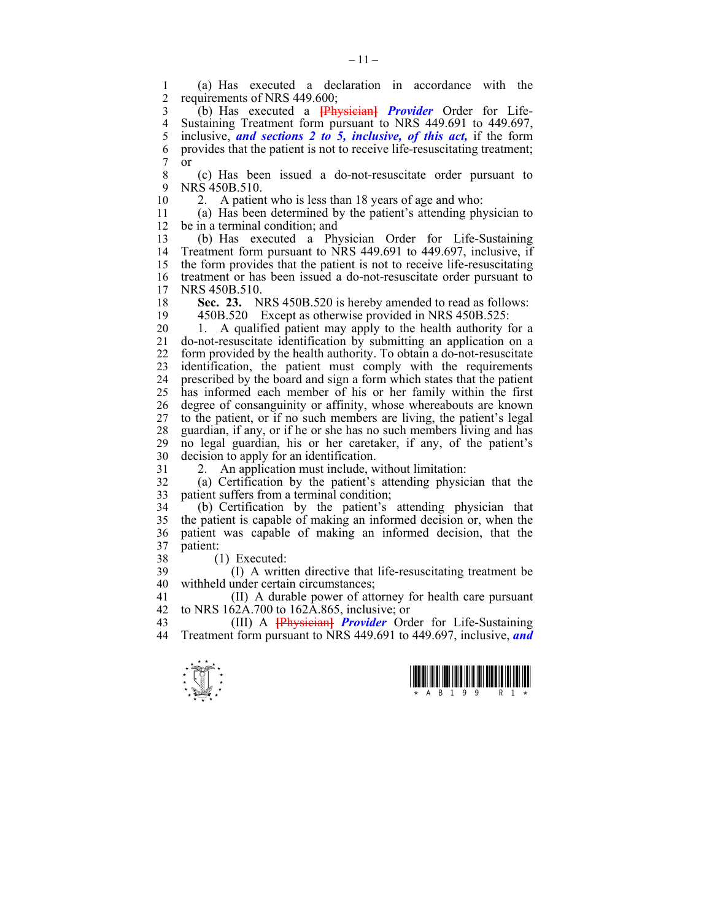(a) Has executed a declaration in accordance with the requirements of NRS 449.600;

(b) Has executed a [Physician] ***Provider*** Order for Life-Sustaining Treatment form pursuant to NRS 449.691 to 449.697, inclusive, ***and sections 2 to 5, inclusive, of this act,*** if the form provides that the patient is not to receive life-resuscitating treatment; or

(c) Has been issued a do-not-resuscitate order pursuant to NRS 450B.510.

2. A patient who is less than 18 years of age and who:

(a) Has been determined by the patient's attending physician to be in a terminal condition; and

(b) Has executed a Physician Order for Life-Sustaining Treatment form pursuant to NRS 449.691 to 449.697, inclusive, if the form provides that the patient is not to receive life-resuscitating treatment or has been issued a do-not-resuscitate order pursuant to NRS 450B.510.

**Sec. 23.** NRS 450B.520 is hereby amended to read as follows:

450B.520 Except as otherwise provided in NRS 450B.525:

1. A qualified patient may apply to the health authority for a do-not-resuscitate identification by submitting an application on a form provided by the health authority. To obtain a do-not-resuscitate identification, the patient must comply with the requirements prescribed by the board and sign a form which states that the patient has informed each member of his or her family within the first degree of consanguinity or affinity, whose whereabouts are known to the patient, or if no such members are living, the patient's legal guardian, if any, or if he or she has no such members living and has no legal guardian, his or her caretaker, if any, of the patient's decision to apply for an identification.

2. An application must include, without limitation:

(a) Certification by the patient's attending physician that the patient suffers from a terminal condition;

(b) Certification by the patient's attending physician that the patient is capable of making an informed decision or, when the patient was capable of making an informed decision, that the patient:

(1) Executed:

(I) A written directive that life-resuscitating treatment be withheld under certain circumstances;

(II) A durable power of attorney for health care pursuant to NRS 162A.700 to 162A.865, inclusive; or

(III) A [Physician] ***Provider*** Order for Life-Sustaining Treatment form pursuant to NRS 449.691 to 449.697, inclusive, ***and***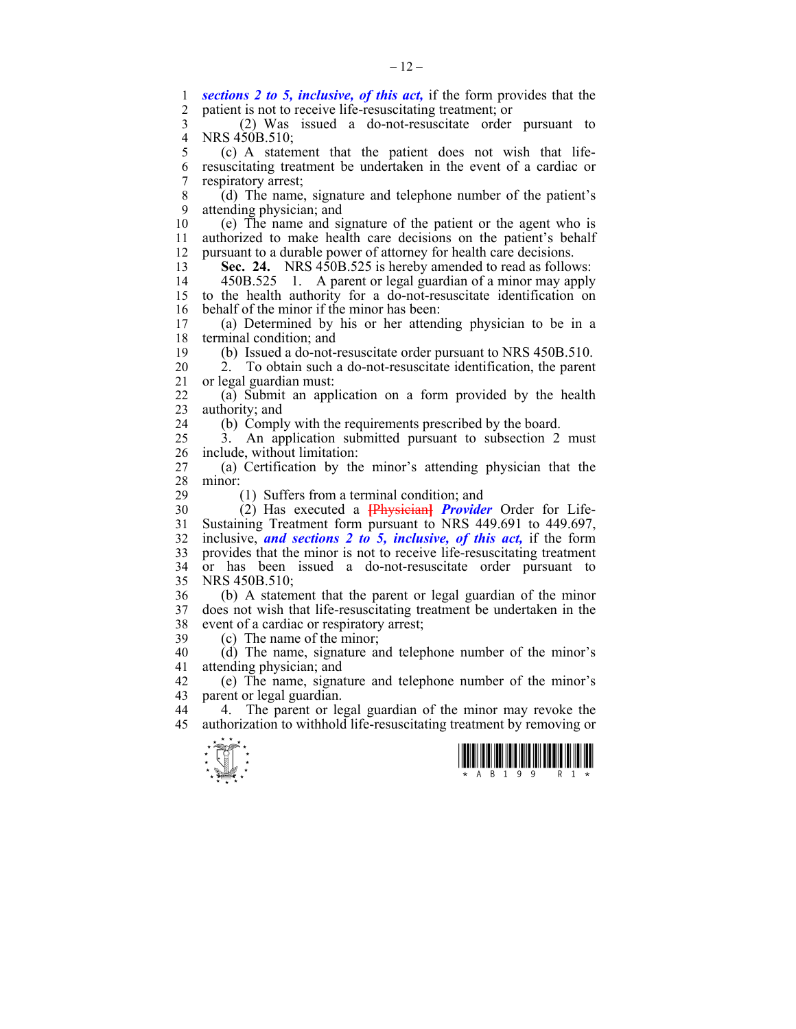***sections 2 to 5, inclusive, of this act,*** if the form provides that the patient is not to receive life-resuscitating treatment; or

(2) Was issued a do-not-resuscitate order pursuant to NRS 450B.510;

(c) A statement that the patient does not wish that life-resuscitating treatment be undertaken in the event of a cardiac or respiratory arrest;

(d) The name, signature and telephone number of the patient's attending physician; and

(e) The name and signature of the patient or the agent who is authorized to make health care decisions on the patient's behalf pursuant to a durable power of attorney for health care decisions.

**Sec. 24.** NRS 450B.525 is hereby amended to read as follows:

450B.525 1. A parent or legal guardian of a minor may apply to the health authority for a do-not-resuscitate identification on behalf of the minor if the minor has been:

(a) Determined by his or her attending physician to be in a terminal condition; and

(b) Issued a do-not-resuscitate order pursuant to NRS 450B.510.

2. To obtain such a do-not-resuscitate identification, the parent or legal guardian must:

(a) Submit an application on a form provided by the health authority; and

(b) Comply with the requirements prescribed by the board.

3. An application submitted pursuant to subsection 2 must include, without limitation:

(a) Certification by the minor's attending physician that the minor:

(1) Suffers from a terminal condition; and

(2) Has executed a ~~[Physician]~~ ***Provider*** Order for Life-Sustaining Treatment form pursuant to NRS 449.691 to 449.697, inclusive, ***and sections 2 to 5, inclusive, of this act,*** if the form provides that the minor is not to receive life-resuscitating treatment or has been issued a do-not-resuscitate order pursuant to NRS 450B.510;

(b) A statement that the parent or legal guardian of the minor does not wish that life-resuscitating treatment be undertaken in the event of a cardiac or respiratory arrest;

(c) The name of the minor;

(d) The name, signature and telephone number of the minor's attending physician; and

(e) The name, signature and telephone number of the minor's parent or legal guardian.

4. The parent or legal guardian of the minor may revoke the authorization to withhold life-resuscitating treatment by removing or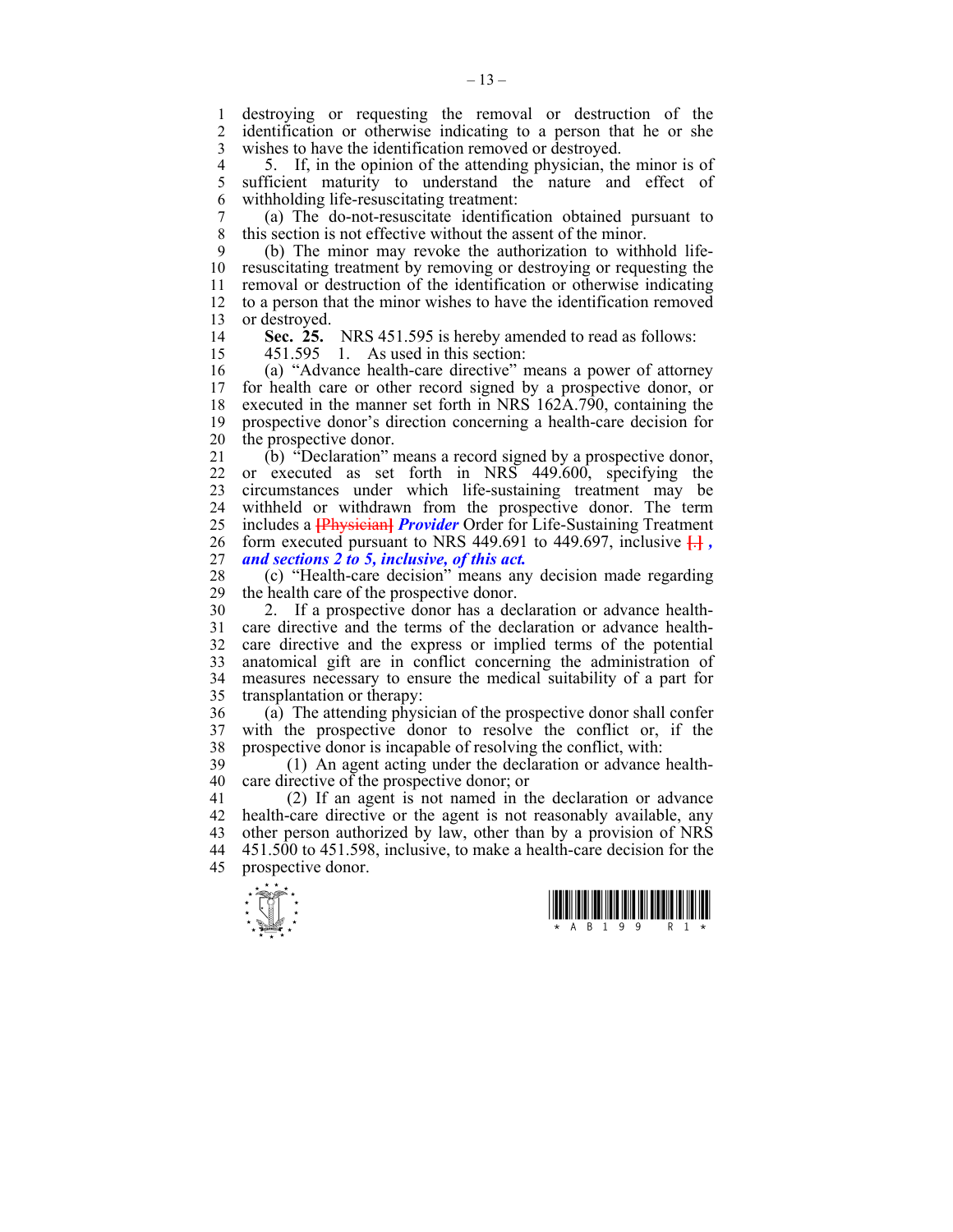destroying or requesting the removal or destruction of the identification or otherwise indicating to a person that he or she wishes to have the identification removed or destroyed.

5. If, in the opinion of the attending physician, the minor is of sufficient maturity to understand the nature and effect of withholding life-resuscitating treatment:

(a) The do-not-resuscitate identification obtained pursuant to this section is not effective without the assent of the minor.

(b) The minor may revoke the authorization to withhold life-resuscitating treatment by removing or destroying or requesting the removal or destruction of the identification or otherwise indicating to a person that the minor wishes to have the identification removed or destroyed.

**Sec. 25.** NRS 451.595 is hereby amended to read as follows:

451.595 1. As used in this section:

(a) "Advance health-care directive" means a power of attorney for health care or other record signed by a prospective donor, or executed in the manner set forth in NRS 162A.790, containing the prospective donor's direction concerning a health-care decision for the prospective donor.

(b) "Declaration" means a record signed by a prospective donor, or executed as set forth in NRS 449.600, specifying the circumstances under which life-sustaining treatment may be withheld or withdrawn from the prospective donor. The term includes a [Physician] ***Provider*** Order for Life-Sustaining Treatment form executed pursuant to NRS 449.691 to 449.697, inclusive [.] ***, and sections 2 to 5, inclusive, of this act.***

(c) "Health-care decision" means any decision made regarding the health care of the prospective donor.

2. If a prospective donor has a declaration or advance health-care directive and the terms of the declaration or advance health-care directive and the express or implied terms of the potential anatomical gift are in conflict concerning the administration of measures necessary to ensure the medical suitability of a part for transplantation or therapy:

(a) The attending physician of the prospective donor shall confer with the prospective donor to resolve the conflict or, if the prospective donor is incapable of resolving the conflict, with:

(1) An agent acting under the declaration or advance health-care directive of the prospective donor; or

(2) If an agent is not named in the declaration or advance health-care directive or the agent is not reasonably available, any other person authorized by law, other than by a provision of NRS 451.500 to 451.598, inclusive, to make a health-care decision for the prospective donor.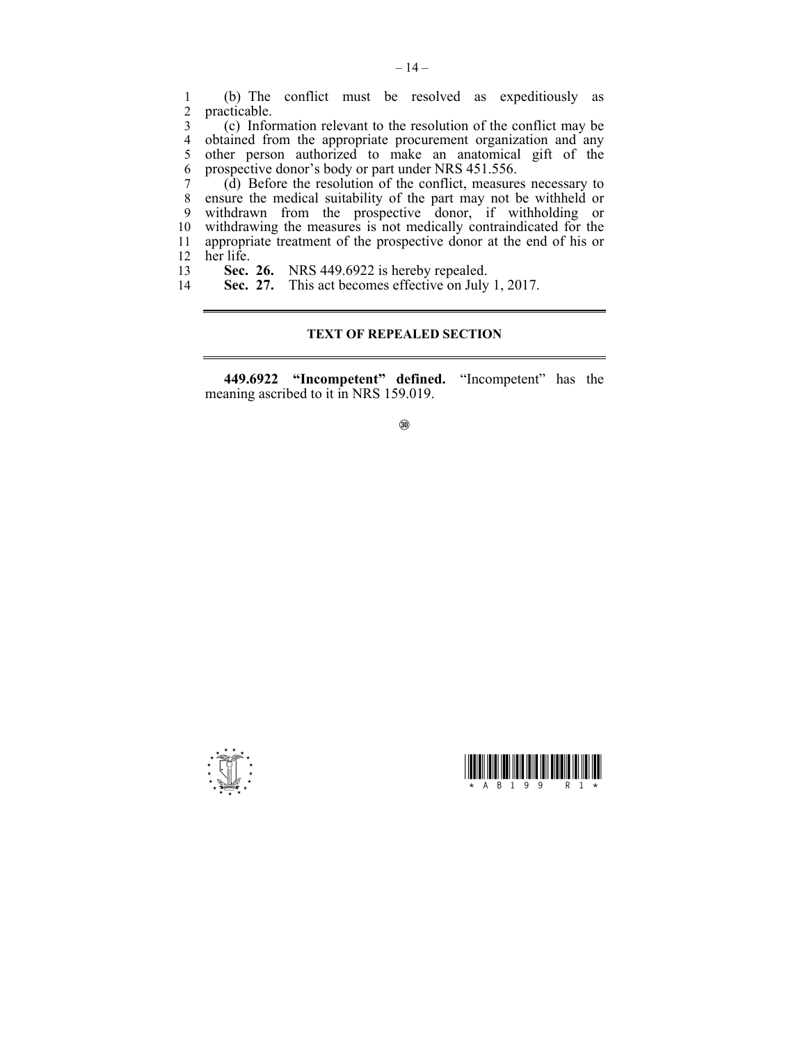(b) The conflict must be resolved as expeditiously as practicable.

(c) Information relevant to the resolution of the conflict may be obtained from the appropriate procurement organization and any other person authorized to make an anatomical gift of the prospective donor's body or part under NRS 451.556.

(d) Before the resolution of the conflict, measures necessary to ensure the medical suitability of the part may not be withheld or withdrawn from the prospective donor, if withholding or withdrawing the measures is not medically contraindicated for the appropriate treatment of the prospective donor at the end of his or her life.

**Sec. 26.** NRS 449.6922 is hereby repealed.

**Sec. 27.** This act becomes effective on July 1, 2017.

---

## TEXT OF REPEALED SECTION

---

**449.6922 "Incompetent" defined.** "Incompetent" has the meaning ascribed to it in NRS 159.019.

㉚